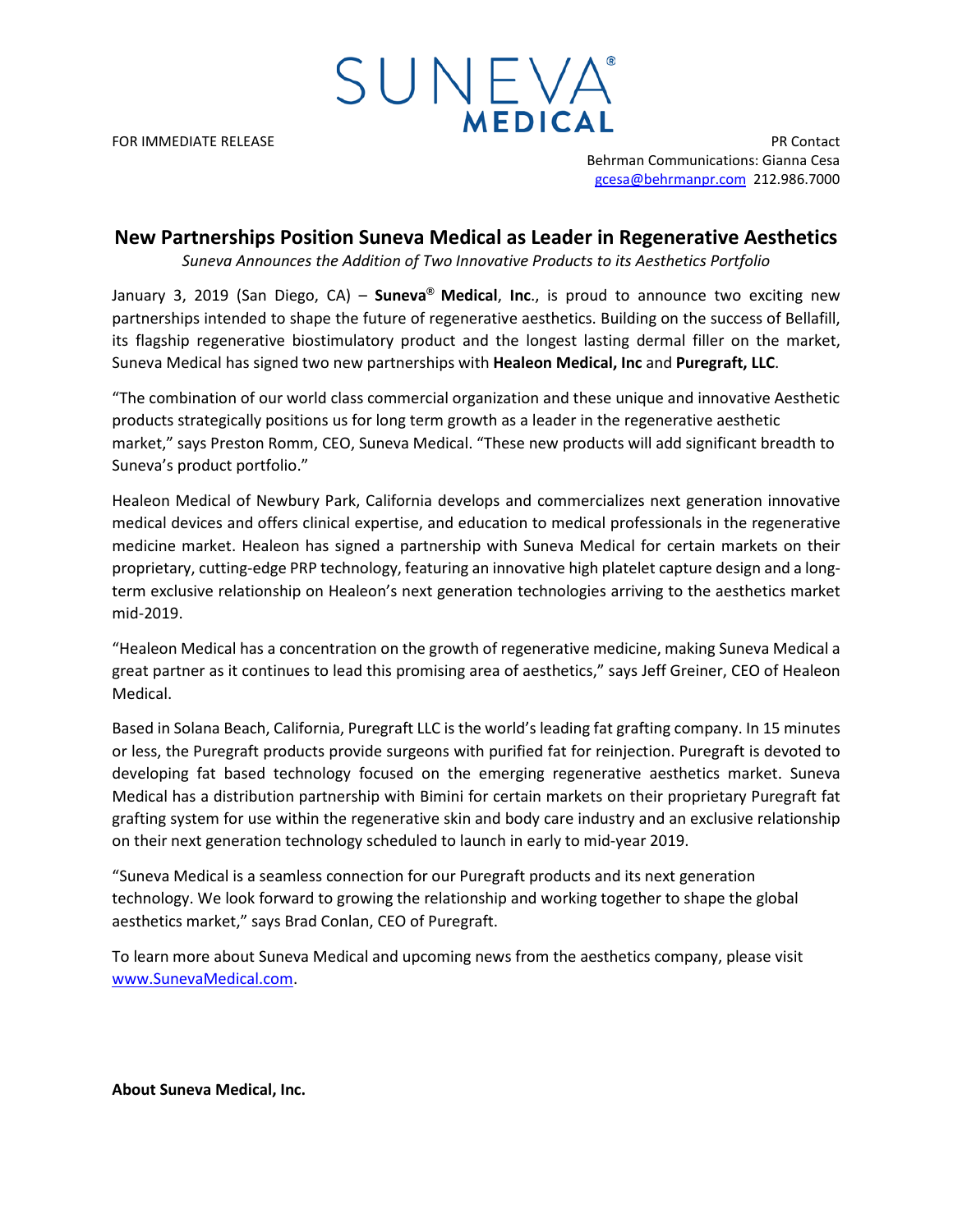SUNEVA® MEDICAL

FOR IMMEDIATE RELEASE

PR Contact
Behrman Communications: Gianna Cesa
gcesa@behrmanpr.com 212.986.7000

# New Partnerships Position Suneva Medical as Leader in Regenerative Aesthetics

*Suneva Announces the Addition of Two Innovative Products to its Aesthetics Portfolio*

January 3, 2019 (San Diego, CA) – **Suneva® Medical**, **Inc**., is proud to announce two exciting new partnerships intended to shape the future of regenerative aesthetics. Building on the success of Bellafill, its flagship regenerative biostimulatory product and the longest lasting dermal filler on the market, Suneva Medical has signed two new partnerships with **Healeon Medical, Inc** and **Puregraft, LLC**.

"The combination of our world class commercial organization and these unique and innovative Aesthetic products strategically positions us for long term growth as a leader in the regenerative aesthetic market," says Preston Romm, CEO, Suneva Medical. "These new products will add significant breadth to Suneva's product portfolio."

Healeon Medical of Newbury Park, California develops and commercializes next generation innovative medical devices and offers clinical expertise, and education to medical professionals in the regenerative medicine market. Healeon has signed a partnership with Suneva Medical for certain markets on their proprietary, cutting-edge PRP technology, featuring an innovative high platelet capture design and a long-term exclusive relationship on Healeon's next generation technologies arriving to the aesthetics market mid-2019.

"Healeon Medical has a concentration on the growth of regenerative medicine, making Suneva Medical a great partner as it continues to lead this promising area of aesthetics," says Jeff Greiner, CEO of Healeon Medical.

Based in Solana Beach, California, Puregraft LLC is the world's leading fat grafting company. In 15 minutes or less, the Puregraft products provide surgeons with purified fat for reinjection. Puregraft is devoted to developing fat based technology focused on the emerging regenerative aesthetics market. Suneva Medical has a distribution partnership with Bimini for certain markets on their proprietary Puregraft fat grafting system for use within the regenerative skin and body care industry and an exclusive relationship on their next generation technology scheduled to launch in early to mid-year 2019.

"Suneva Medical is a seamless connection for our Puregraft products and its next generation technology. We look forward to growing the relationship and working together to shape the global aesthetics market," says Brad Conlan, CEO of Puregraft.

To learn more about Suneva Medical and upcoming news from the aesthetics company, please visit www.SunevaMedical.com.

**About Suneva Medical, Inc.**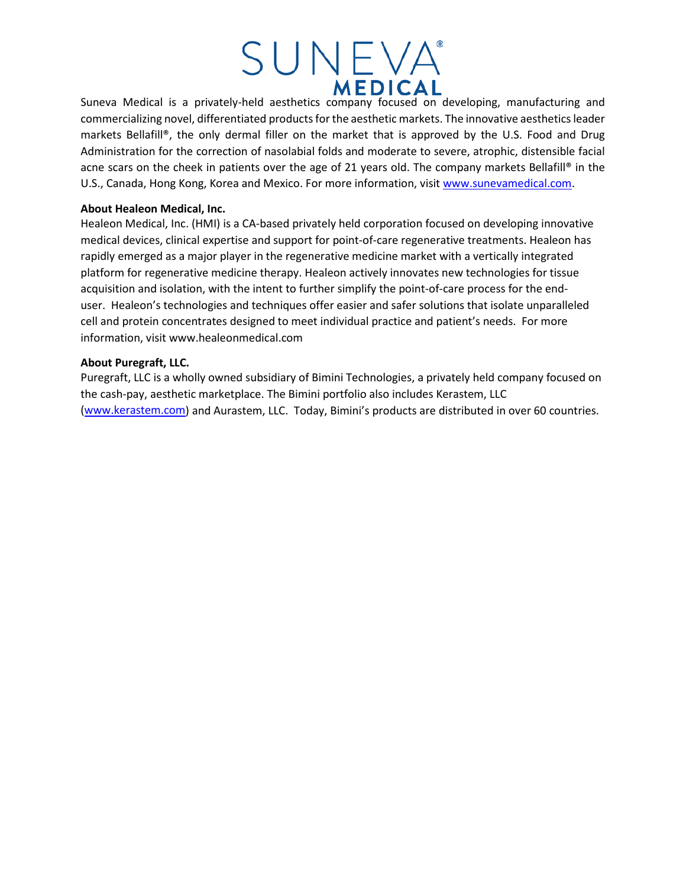SUNEVA® MEDICAL

Suneva Medical is a privately-held aesthetics company focused on developing, manufacturing and commercializing novel, differentiated products for the aesthetic markets. The innovative aesthetics leader markets Bellafill®, the only dermal filler on the market that is approved by the U.S. Food and Drug Administration for the correction of nasolabial folds and moderate to severe, atrophic, distensible facial acne scars on the cheek in patients over the age of 21 years old. The company markets Bellafill® in the U.S., Canada, Hong Kong, Korea and Mexico. For more information, visit www.sunevamedical.com.

**About Healeon Medical, Inc.**

Healeon Medical, Inc. (HMI) is a CA-based privately held corporation focused on developing innovative medical devices, clinical expertise and support for point-of-care regenerative treatments. Healeon has rapidly emerged as a major player in the regenerative medicine market with a vertically integrated platform for regenerative medicine therapy. Healeon actively innovates new technologies for tissue acquisition and isolation, with the intent to further simplify the point-of-care process for the end-user. Healeon's technologies and techniques offer easier and safer solutions that isolate unparalleled cell and protein concentrates designed to meet individual practice and patient's needs. For more information, visit www.healeonmedical.com

**About Puregraft, LLC.**

Puregraft, LLC is a wholly owned subsidiary of Bimini Technologies, a privately held company focused on the cash-pay, aesthetic marketplace. The Bimini portfolio also includes Kerastem, LLC (www.kerastem.com) and Aurastem, LLC. Today, Bimini's products are distributed in over 60 countries.